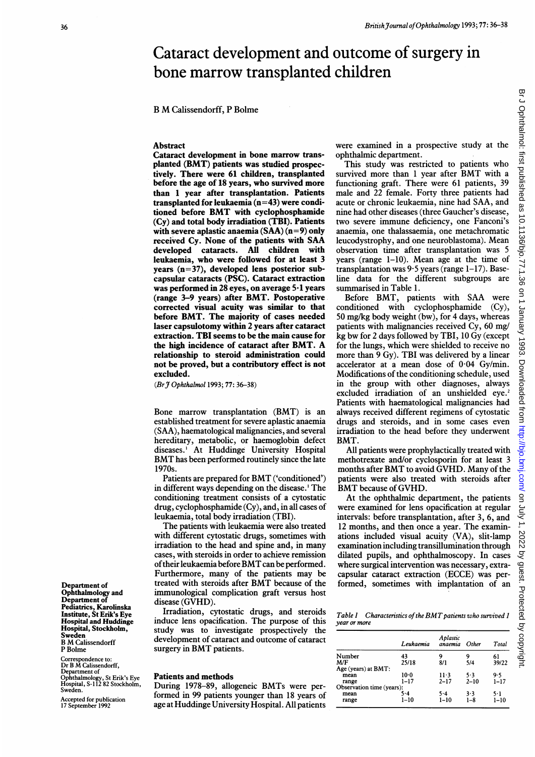# Cataract development and outcome of surgery in bone marrow transplanted children

B M Calissendorff, P Bolme

## Abstract

**Cataract development in bone marrow transplanted (BMT) patients was studied prospectively. There were 61 children, transplanted before the age of 18 years, who survived more than 1 year after transplantation. Patients transplanted for leukaemia (n=43) were conditioned before BMT with cyclophosphamide (Cy) and total body irradiation (TBI). Patients with severe aplastic anaemia (SAA) (n=9) only received Cy. None of the patients with SAA developed cataracts. All children with leukaemia, who were followed for at least 3 years (n=37), developed lens posterior subcapsular cataracts (PSC). Cataract extraction was performed in 28 eyes, on average 5·1 years (range 3–9 years) after BMT. Postoperative corrected visual acuity was similar to that before BMT. The majority of cases needed laser capsulotomy within 2 years after cataract extraction. TBI seems to be the main cause for the high incidence of cataract after BMT. A relationship to steroid administration could not be proved, but a contributory effect is not excluded.**

(*Br J Ophthalmol* 1993; 77: 36–38)

Bone marrow transplantation (BMT) is an established treatment for severe aplastic anaemia (SAA), haematological malignancies, and several hereditary, metabolic, or haemoglobin defect diseases.[1] At Huddinge University Hospital BMT has been performed routinely since the late 1970s.

Patients are prepared for BMT ('conditioned') in different ways depending on the disease.[1] The conditioning treatment consists of a cytostatic drug, cyclophosphamide (Cy), and, in all cases of leukaemia, total body irradiation (TBI).

The patients with leukaemia were also treated with different cytostatic drugs, sometimes with irradiation to the head and spine and, in many cases, with steroids in order to achieve remission of their leukaemia before BMT can be performed. Furthermore, many of the patients may be treated with steroids after BMT because of the immunological complication graft versus host disease (GVHD).

Irradiation, cytostatic drugs, and steroids induce lens opacification. The purpose of this study was to investigate prospectively the development of cataract and outcome of cataract surgery in BMT patients.

## Patients and methods

During 1978–89, allogeneic BMTs were performed in 99 patients younger than 18 years of age at Huddinge University Hospital. All patients were examined in a prospective study at the ophthalmic department.

This study was restricted to patients who survived more than 1 year after BMT with a functioning graft. There were 61 patients, 39 male and 22 female. Forty three patients had acute or chronic leukaemia, nine had SAA, and nine had other diseases (three Gaucher's disease, two severe immune deficiency, one Fanconi's anaemia, one thalassaemia, one metachromatic leucodystrophy, and one neuroblastoma). Mean observation time after transplantation was 5 years (range 1–10). Mean age at the time of transplantation was 9·5 years (range 1–17). Baseline data for the different subgroups are summarised in Table 1.

Before BMT, patients with SAA were conditioned with cyclophosphamide (Cy), 50 mg/kg body weight (bw), for 4 days, whereas patients with malignancies received Cy, 60 mg/kg bw for 2 days followed by TBI, 10 Gy (except for the lungs, which were shielded to receive no more than 9 Gy). TBI was delivered by a linear accelerator at a mean dose of 0·04 Gy/min. Modifications of the conditioning schedule, used in the group with other diagnoses, always excluded irradiation of an unshielded eye.[2] Patients with haematological malignancies had always received different regimens of cytostatic drugs and steroids, and in some cases even irradiation to the head before they underwent BMT.

All patients were prophylactically treated with methotrexate and/or cyclosporin for at least 3 months after BMT to avoid GVHD. Many of the patients were also treated with steroids after BMT because of GVHD.

At the ophthalmic department, the patients were examined for lens opacification at regular intervals: before transplantation, after 3, 6, and 12 months, and then once a year. The examinations included visual acuity (VA), slit-lamp examination including transillumination through dilated pupils, and ophthalmoscopy. In cases where surgical intervention was necessary, extracapsular cataract extraction (ECCE) was performed, sometimes with implantation of an

*Table 1 Characteristics of the BMT patients who survived 1 year or more*

| | Leukaemia | Aplastic anaemia | Other | Total |
|---|---|---|---|---|
| Number | 43 | 9 | 9 | 61 |
| M/F | 25/18 | 8/1 | 5/4 | 39/22 |
| Age (years) at BMT: | | | | |
| mean | 10·0 | 11·3 | 5·3 | 9·5 |
| range | 1–17 | 2–17 | 2–10 | 1–17 |
| Observation time (years): | | | | |
| mean | 5·4 | 5·4 | 3·3 | 5·1 |
| range | 1–10 | 1–10 | 1–8 | 1–10 |

Department of Ophthalmology and Department of Pediatrics, Karolinska Institute, St Erik's Eye Hospital and Huddinge Hospital, Stockholm, Sweden
B M Calissendorff
P Bolme

Correspondence to: Dr B M Calissendorff, Department of Ophthalmology, St Erik's Eye Hospital, S-112 82 Stockholm, Sweden.

Accepted for publication 17 September 1992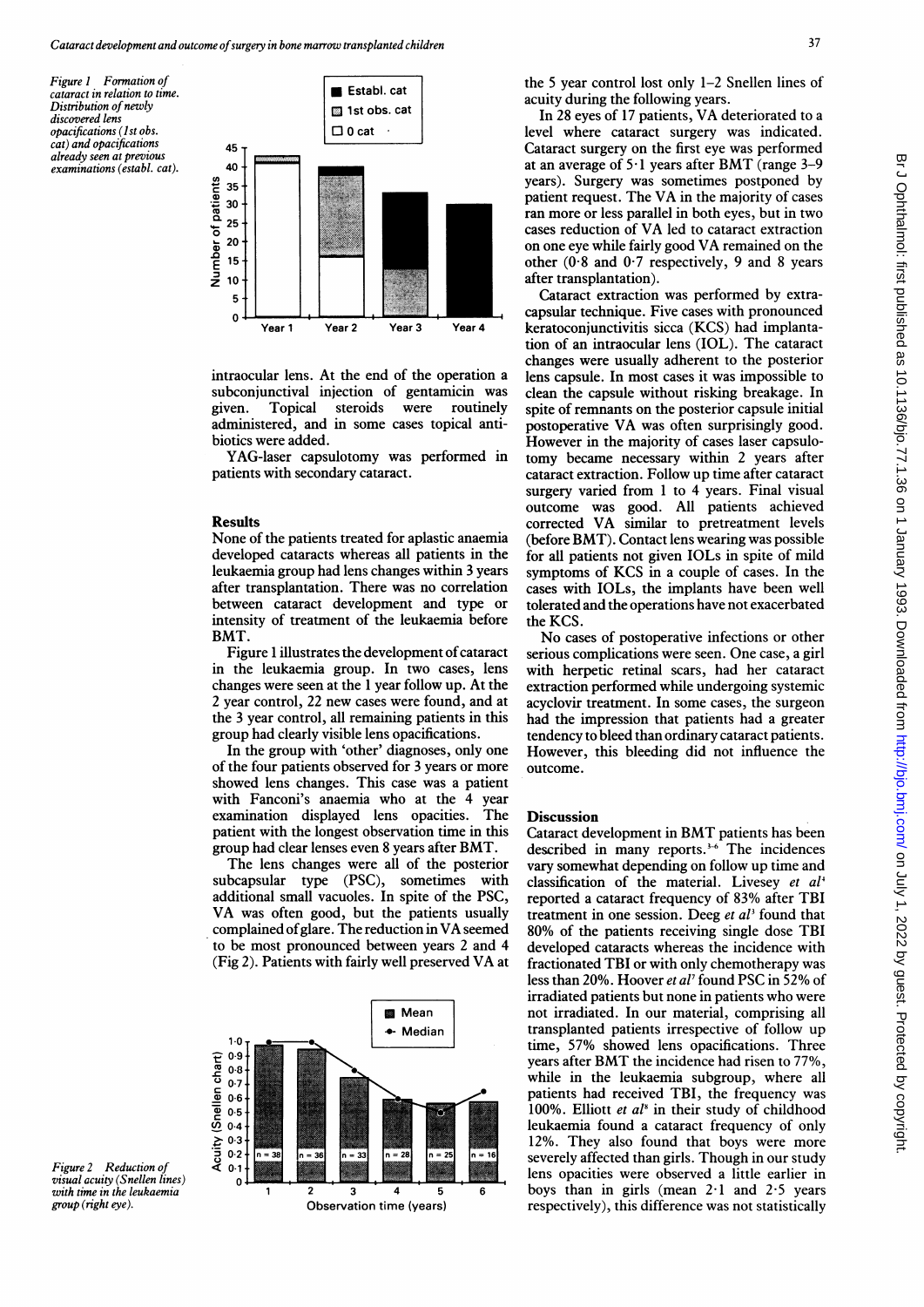Figure 1 Formation of cataract in relation to time. Distribution of newly discovered lens opacifications (1st obs. cat) and opacifications already seen at previous examinations (establ. cat).

intraocular lens. At the end of the operation a subconjunctival injection of gentamicin was given. Topical steroids were routinely administered, and in some cases topical antibiotics were added.

YAG-laser capsulotomy was performed in patients with secondary cataract.

## Results

None of the patients treated for aplastic anaemia developed cataracts whereas all patients in the leukaemia group had lens changes within 3 years after transplantation. There was no correlation between cataract development and type or intensity of treatment of the leukaemia before BMT.

Figure 1 illustrates the development of cataract in the leukaemia group. In two cases, lens changes were seen at the 1 year follow up. At the 2 year control, 22 new cases were found, and at the 3 year control, all remaining patients in this group had clearly visible lens opacifications.

In the group with 'other' diagnoses, only one of the four patients observed for 3 years or more showed lens changes. This case was a patient with Fanconi's anaemia who at the 4 year examination displayed lens opacities. The patient with the longest observation time in this group had clear lenses even 8 years after BMT.

The lens changes were all of the posterior subcapsular type (PSC), sometimes with additional small vacuoles. In spite of the PSC, VA was often good, but the patients usually complained of glare. The reduction in VA seemed to be most pronounced between years 2 and 4 (Fig 2). Patients with fairly well preserved VA at the 5 year control lost only 1–2 Snellen lines of acuity during the following years.

In 28 eyes of 17 patients, VA deteriorated to a level where cataract surgery was indicated. Cataract surgery on the first eye was performed at an average of 5·1 years after BMT (range 3–9 years). Surgery was sometimes postponed by patient request. The VA in the majority of cases ran more or less parallel in both eyes, but in two cases reduction of VA led to cataract extraction on one eye while fairly good VA remained on the other (0·8 and 0·7 respectively, 9 and 8 years after transplantation).

Cataract extraction was performed by extracapsular technique. Five cases with pronounced keratoconjunctivitis sicca (KCS) had implantation of an intraocular lens (IOL). The cataract changes were usually adherent to the posterior lens capsule. In most cases it was impossible to clean the capsule without risking breakage. In spite of remnants on the posterior capsule initial postoperative VA was often surprisingly good. However in the majority of cases laser capsulotomy became necessary within 2 years after cataract extraction. Follow up time after cataract surgery varied from 1 to 4 years. Final visual outcome was good. All patients achieved corrected VA similar to pretreatment levels (before BMT). Contact lens wearing was possible for all patients not given IOLs in spite of mild symptoms of KCS in a couple of cases. In the cases with IOLs, the implants have been well tolerated and the operations have not exacerbated the KCS.

No cases of postoperative infections or other serious complications were seen. One case, a girl with herpetic retinal scars, had her cataract extraction performed while undergoing systemic acyclovir treatment. In some cases, the surgeon had the impression that patients had a greater tendency to bleed than ordinary cataract patients. However, this bleeding did not influence the outcome.

Figure 2 Reduction of visual acuity (Snellen lines) with time in the leukaemia group (right eye).

## Discussion

Cataract development in BMT patients has been described in many reports.[3-6] The incidences vary somewhat depending on follow up time and classification of the material. Livesey *et al*[4] reported a cataract frequency of 83% after TBI treatment in one session. Deeg *et al*[3] found that 80% of the patients receiving single dose TBI developed cataracts whereas the incidence with fractionated TBI or with only chemotherapy was less than 20%. Hoover *et al*[7] found PSC in 52% of irradiated patients but none in patients who were not irradiated. In our material, comprising all transplanted patients irrespective of follow up time, 57% showed lens opacifications. Three years after BMT the incidence had risen to 77%, while in the leukaemia subgroup, where all patients had received TBI, the frequency was 100%. Elliott *et al*[8] in their study of childhood leukaemia found a cataract frequency of only 12%. They also found that boys were more severely affected than girls. Though in our study lens opacities were observed a little earlier in boys than in girls (mean 2·1 and 2·5 years respectively), this difference was not statistically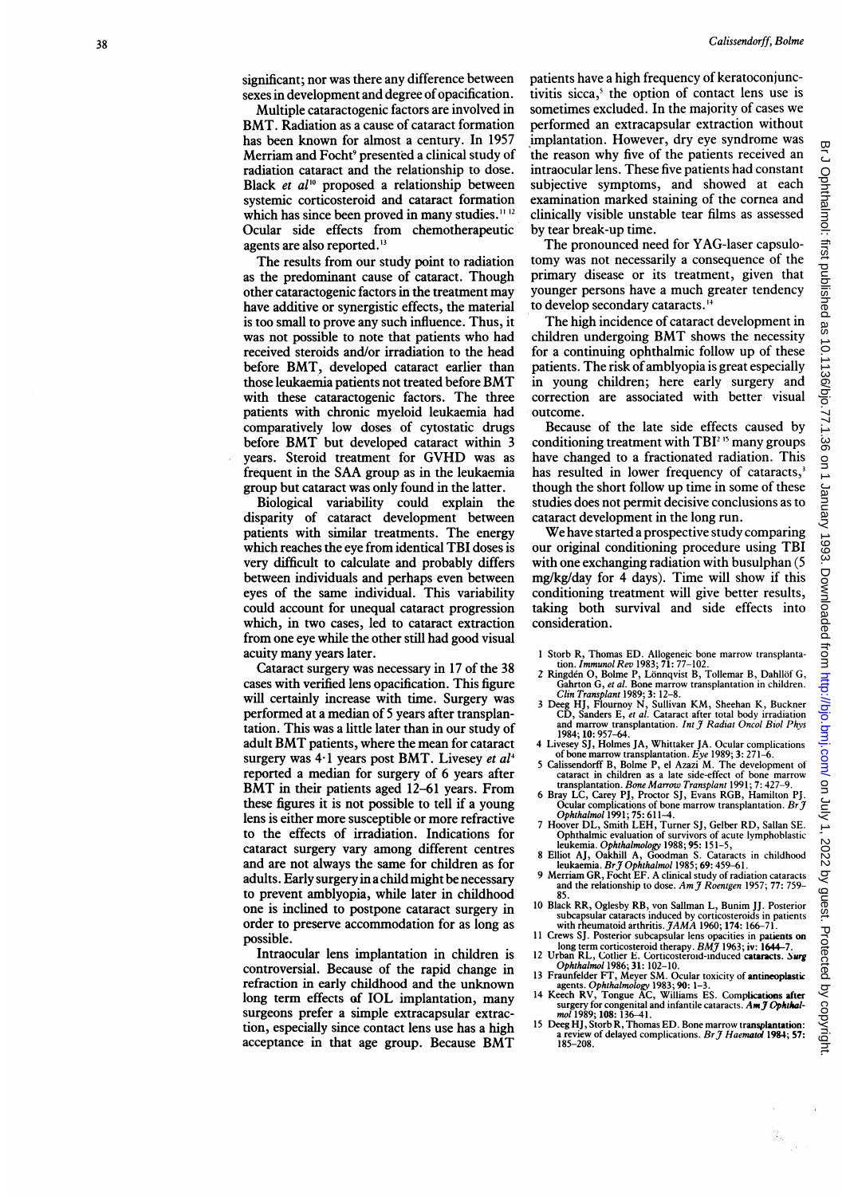significant; nor was there any difference between sexes in development and degree of opacification.

Multiple cataractogenic factors are involved in BMT. Radiation as a cause of cataract formation has been known for almost a century. In 1957 Merriam and Focht[9] presented a clinical study of radiation cataract and the relationship to dose. Black *et al*[10] proposed a relationship between systemic corticosteroid and cataract formation which has since been proved in many studies.[11,12] Ocular side effects from chemotherapeutic agents are also reported.[13]

The results from our study point to radiation as the predominant cause of cataract. Though other cataractogenic factors in the treatment may have additive or synergistic effects, the material is too small to prove any such influence. Thus, it was not possible to note that patients who had received steroids and/or irradiation to the head before BMT, developed cataract earlier than those leukaemia patients not treated before BMT with these cataractogenic factors. The three patients with chronic myeloid leukaemia had comparatively low doses of cytostatic drugs before BMT but developed cataract within 3 years. Steroid treatment for GVHD was as frequent in the SAA group as in the leukaemia group but cataract was only found in the latter.

Biological variability could explain the disparity of cataract development between patients with similar treatments. The energy which reaches the eye from identical TBI doses is very difficult to calculate and probably differs between individuals and perhaps even between eyes of the same individual. This variability could account for unequal cataract progression which, in two cases, led to cataract extraction from one eye while the other still had good visual acuity many years later.

Cataract surgery was necessary in 17 of the 38 cases with verified lens opacification. This figure will certainly increase with time. Surgery was performed at a median of 5 years after transplantation. This was a little later than in our study of adult BMT patients, where the mean for cataract surgery was 4·1 years post BMT. Livesey *et al*[4] reported a median for surgery of 6 years after BMT in their patients aged 12–61 years. From these figures it is not possible to tell if a young lens is either more susceptible or more refractive to the effects of irradiation. Indications for cataract surgery vary among different centres and are not always the same for children as for adults. Early surgery in a child might be necessary to prevent amblyopia, while later in childhood one is inclined to postpone cataract surgery in order to preserve accommodation for as long as possible.

Intraocular lens implantation in children is controversial. Because of the rapid change in refraction in early childhood and the unknown long term effects of IOL implantation, many surgeons prefer a simple extracapsular extraction, especially since contact lens use has a high acceptance in that age group. Because BMT patients have a high frequency of keratoconjunctivitis sicca,[5] the option of contact lens use is sometimes excluded. In the majority of cases we performed an extracapsular extraction without implantation. However, dry eye syndrome was the reason why five of the patients received an intraocular lens. These five patients had constant subjective symptoms, and showed at each examination marked staining of the cornea and clinically visible unstable tear films as assessed by tear break-up time.

The pronounced need for YAG-laser capsulotomy was not necessarily a consequence of the primary disease or its treatment, given that younger persons have a much greater tendency to develop secondary cataracts.[14]

The high incidence of cataract development in children undergoing BMT shows the necessity for a continuing ophthalmic follow up of these patients. The risk of amblyopia is great especially in young children; here early surgery and correction are associated with better visual outcome.

Because of the late side effects caused by conditioning treatment with TBI[2,15] many groups have changed to a fractionated radiation. This has resulted in lower frequency of cataracts,[3] though the short follow up time in some of these studies does not permit decisive conclusions as to cataract development in the long run.

We have started a prospective study comparing our original conditioning procedure using TBI with one exchanging radiation with busulphan (5 mg/kg/day for 4 days). Time will show if this conditioning treatment will give better results, taking both survival and side effects into consideration.

1 Storb R, Thomas ED. Allogeneic bone marrow transplantation. *Immunol Rev* 1983; **71**: 77–102.
2 Ringdén O, Bolme P, Lönnqvist B, Tollemar B, Dahllöf G, Gahrton G, *et al*. Bone marrow transplantation in children. *Clin Transplant* 1989; **3**: 12–8.
3 Deeg HJ, Flournoy N, Sullivan KM, Sheehan K, Buckner CD, Sanders E, *et al*. Cataract after total body irradiation and marrow transplantation. *Int J Radiat Oncol Biol Phys* 1984; **10**: 957–64.
4 Livesey SJ, Holmes JA, Whittaker JA. Ocular complications of bone marrow transplantation. *Eye* 1989; **3**: 271–6.
5 Calissendorff B, Bolme P, el Azazi M. The development of cataract in children as a late side-effect of bone marrow transplantation. *Bone Marrow Transplant* 1991; **7**: 427–9.
6 Bray LC, Carey PJ, Proctor SJ, Evans RGB, Hamilton PJ. Ocular complications of bone marrow transplantation. *Br J Ophthalmol* 1991; **75**: 611–4.
7 Hoover DL, Smith LEH, Turner SJ, Gelber RD, Sallan SE. Ophthalmic evaluation of survivors of acute lymphoblastic leukemia. *Ophthalmology* 1988; **95**: 151–5.
8 Elliot AJ, Oakhill A, Goodman S. Cataracts in childhood leukaemia. *Br J Ophthalmol* 1985; **69**: 459–61.
9 Merriam GR, Focht EF. A clinical study of radiation cataracts and the relationship to dose. *Am J Roentgen* 1957; **77**: 759–85.
10 Black RR, Oglesby RB, von Sallman L, Bunim JJ. Posterior subcapsular cataracts induced by corticosteroids in patients with rheumatoid arthritis. *JAMA* 1960; **174**: 166–71.
11 Crews SJ. Posterior subcapsular lens opacities in patients on long term corticosteroid therapy. *BMJ* 1963; **iv**: 1644–7.
12 Urban RL, Cotlier E. Corticosteroid-induced cataracts. *Surg Ophthalmol* 1986; **31**: 102–10.
13 Fraunfelder FT, Meyer SM. Ocular toxicity of antineoplastic agents. *Ophthalmology* 1983; **90**: 1–3.
14 Keech RV, Tongue AC, Williams ES. Complications after surgery for congenital and infantile cataracts. *Am J Ophthalmol* 1989; **108**: 136–41.
15 Deeg HJ, Storb R, Thomas ED. Bone marrow transplantation: a review of delayed complications. *Br J Haematol* 1984; **57**: 185–208.